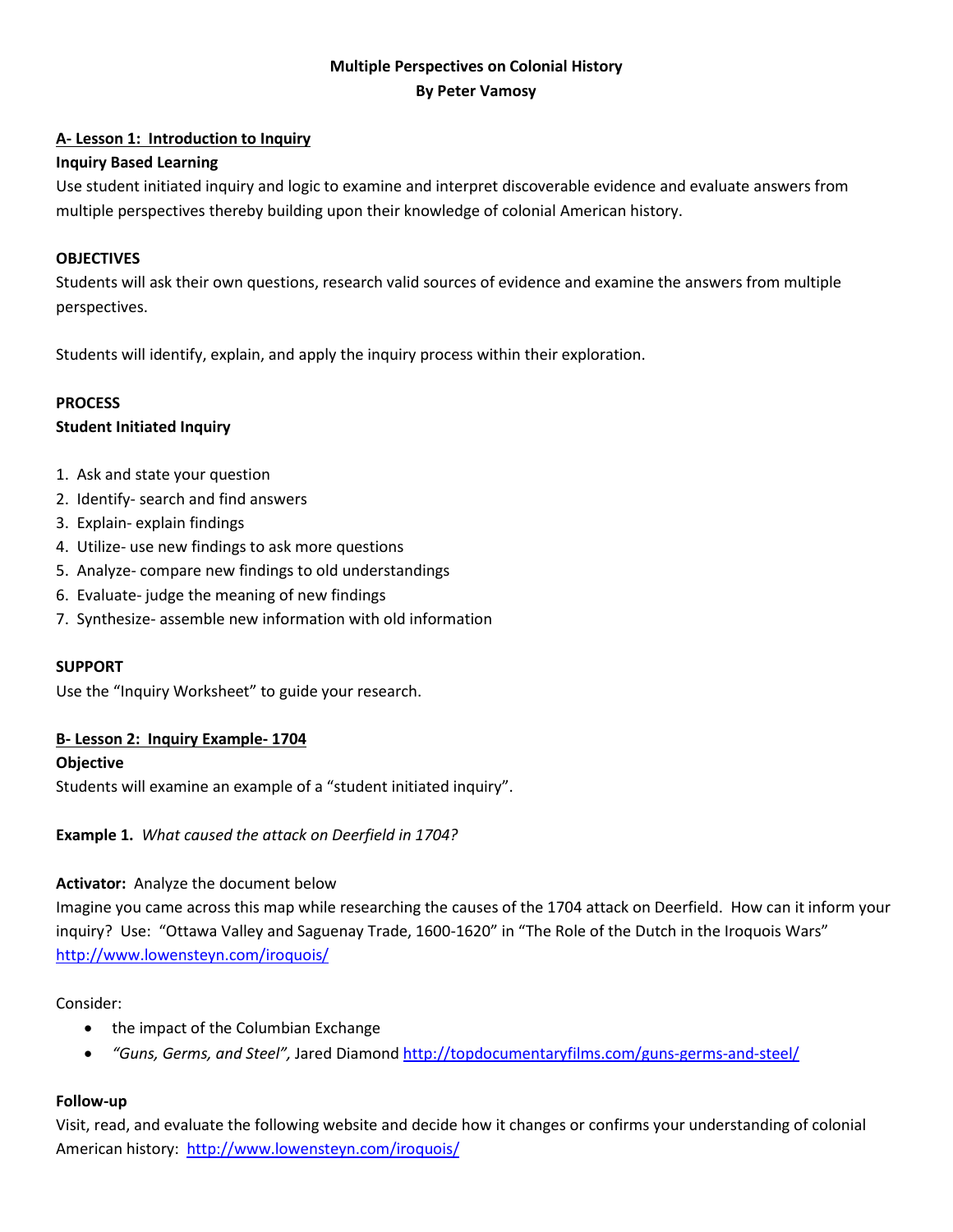# Multiple Perspectives on Colonial History

**By Peter Vamosy**

## A- Lesson 1: Introduction to Inquiry

**Inquiry Based Learning**

Use student initiated inquiry and logic to examine and interpret discoverable evidence and evaluate answers from multiple perspectives thereby building upon their knowledge of colonial American history.

**OBJECTIVES**

Students will ask their own questions, research valid sources of evidence and examine the answers from multiple perspectives.

Students will identify, explain, and apply the inquiry process within their exploration.

**PROCESS**

**Student Initiated Inquiry**

1. Ask and state your question
2. Identify- search and find answers
3. Explain- explain findings
4. Utilize- use new findings to ask more questions
5. Analyze- compare new findings to old understandings
6. Evaluate- judge the meaning of new findings
7. Synthesize- assemble new information with old information

**SUPPORT**

Use the "Inquiry Worksheet" to guide your research.

## B- Lesson 2: Inquiry Example- 1704

**Objective**

Students will examine an example of a "student initiated inquiry".

**Example 1.** *What caused the attack on Deerfield in 1704?*

**Activator:** Analyze the document below

Imagine you came across this map while researching the causes of the 1704 attack on Deerfield. How can it inform your inquiry? Use: "Ottawa Valley and Saguenay Trade, 1600-1620" in "The Role of the Dutch in the Iroquois Wars" http://www.lowensteyn.com/iroquois/

Consider:

- the impact of the Columbian Exchange
- *"Guns, Germs, and Steel",* Jared Diamond http://topdocumentaryfilms.com/guns-germs-and-steel/

**Follow-up**

Visit, read, and evaluate the following website and decide how it changes or confirms your understanding of colonial American history: http://www.lowensteyn.com/iroquois/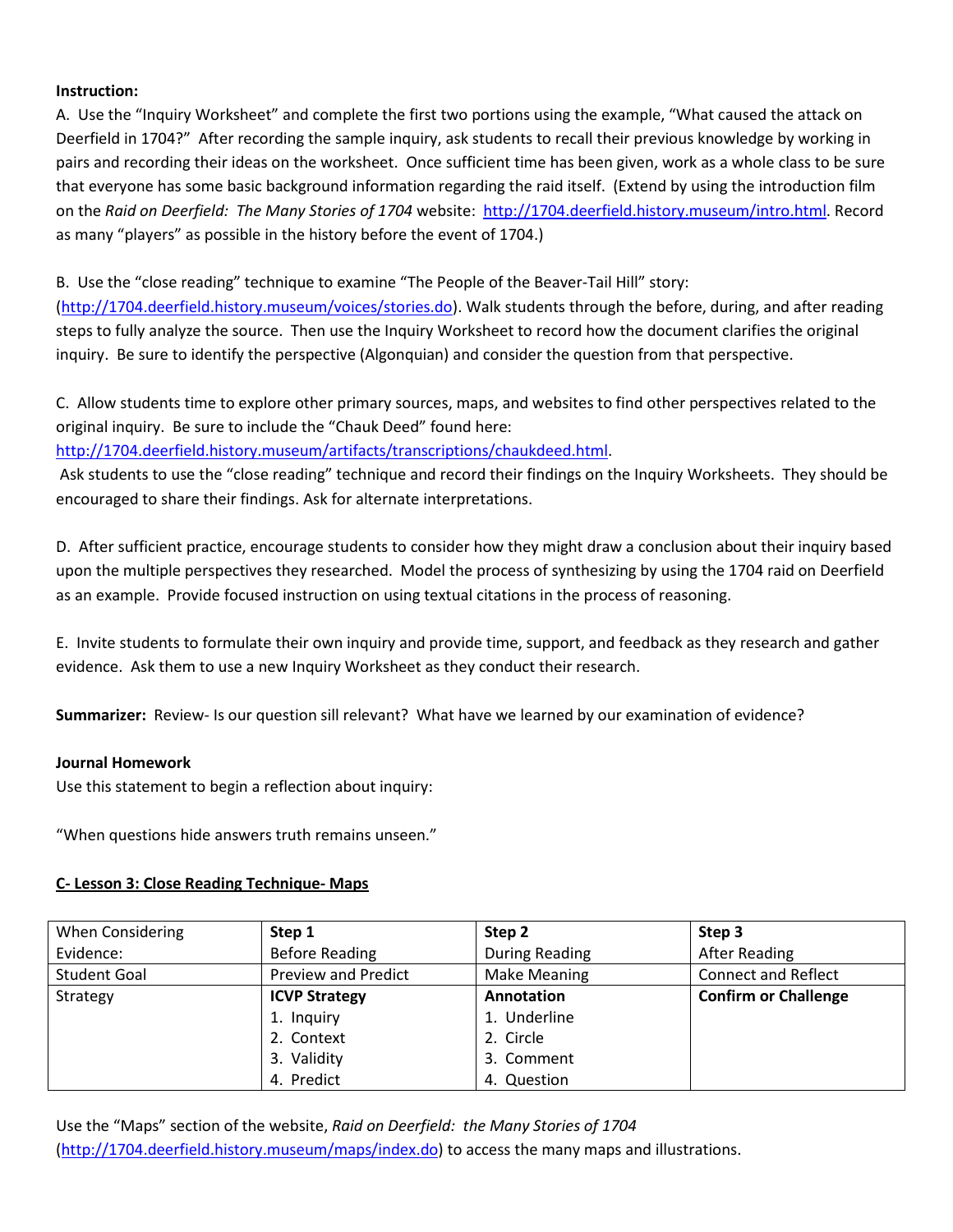**Instruction:**

A. Use the "Inquiry Worksheet" and complete the first two portions using the example, "What caused the attack on Deerfield in 1704?" After recording the sample inquiry, ask students to recall their previous knowledge by working in pairs and recording their ideas on the worksheet. Once sufficient time has been given, work as a whole class to be sure that everyone has some basic background information regarding the raid itself. (Extend by using the introduction film on the *Raid on Deerfield: The Many Stories of 1704* website: http://1704.deerfield.history.museum/intro.html. Record as many "players" as possible in the history before the event of 1704.)

B. Use the "close reading" technique to examine "The People of the Beaver-Tail Hill" story: (http://1704.deerfield.history.museum/voices/stories.do). Walk students through the before, during, and after reading steps to fully analyze the source. Then use the Inquiry Worksheet to record how the document clarifies the original inquiry. Be sure to identify the perspective (Algonquian) and consider the question from that perspective.

C. Allow students time to explore other primary sources, maps, and websites to find other perspectives related to the original inquiry. Be sure to include the "Chauk Deed" found here: http://1704.deerfield.history.museum/artifacts/transcriptions/chaukdeed.html.
Ask students to use the "close reading" technique and record their findings on the Inquiry Worksheets. They should be encouraged to share their findings. Ask for alternate interpretations.

D. After sufficient practice, encourage students to consider how they might draw a conclusion about their inquiry based upon the multiple perspectives they researched. Model the process of synthesizing by using the 1704 raid on Deerfield as an example. Provide focused instruction on using textual citations in the process of reasoning.

E. Invite students to formulate their own inquiry and provide time, support, and feedback as they research and gather evidence. Ask them to use a new Inquiry Worksheet as they conduct their research.

**Summarizer:** Review- Is our question sill relevant? What have we learned by our examination of evidence?

**Journal Homework**

Use this statement to begin a reflection about inquiry:

"When questions hide answers truth remains unseen."

**C- Lesson 3: Close Reading Technique- Maps**

| When Considering Evidence: | **Step 1**<br>Before Reading | **Step 2**<br>During Reading | **Step 3**<br>After Reading |
|---|---|---|---|
| Student Goal | Preview and Predict | Make Meaning | Connect and Reflect |
| Strategy | **ICVP Strategy**<br>1. Inquiry<br>2. Context<br>3. Validity<br>4. Predict | **Annotation**<br>1. Underline<br>2. Circle<br>3. Comment<br>4. Question | **Confirm or Challenge** |

Use the "Maps" section of the website, *Raid on Deerfield: the Many Stories of 1704* (http://1704.deerfield.history.museum/maps/index.do) to access the many maps and illustrations.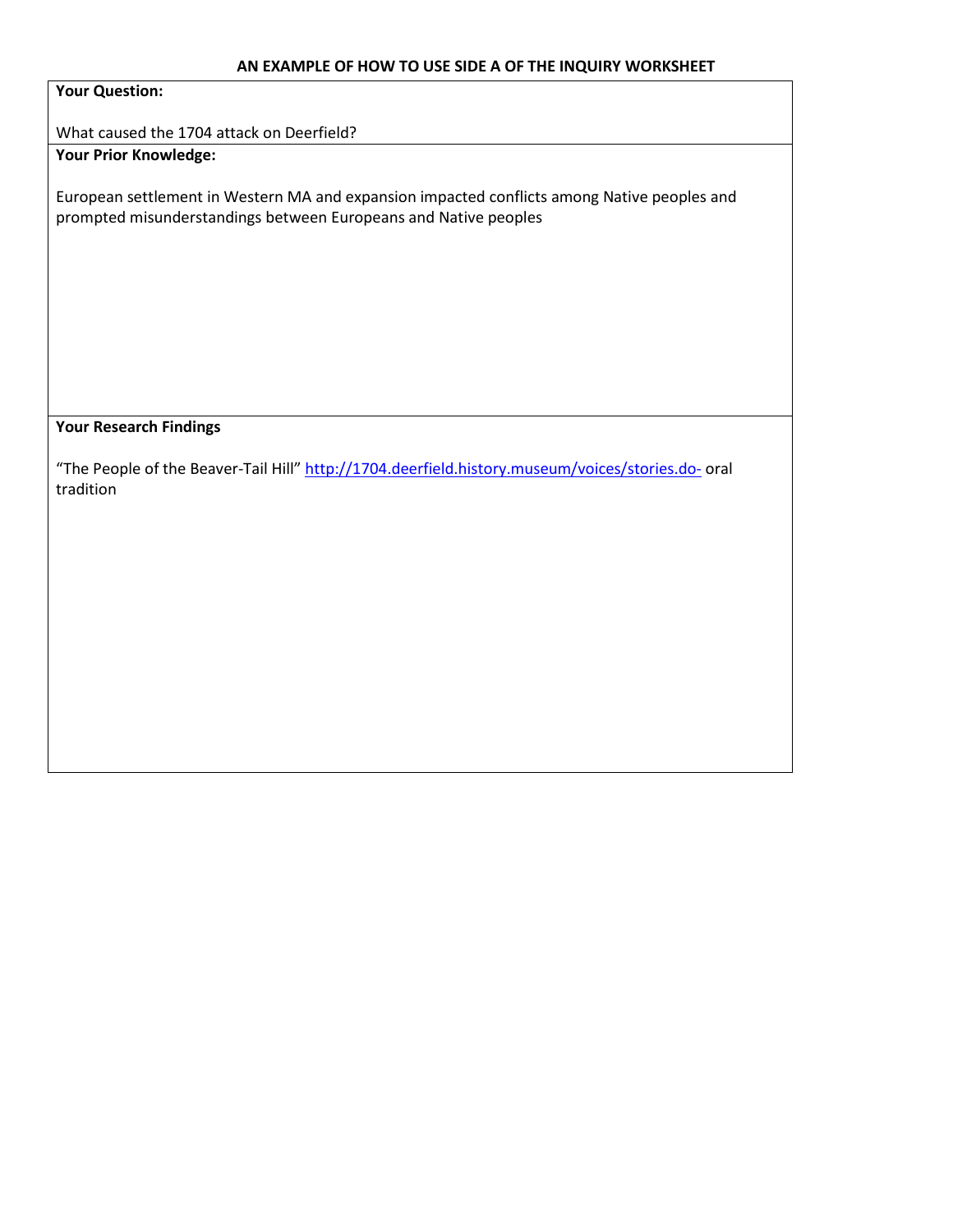**AN EXAMPLE OF HOW TO USE SIDE A OF THE INQUIRY WORKSHEET**

**Your Question:**

What caused the 1704 attack on Deerfield?

**Your Prior Knowledge:**

European settlement in Western MA and expansion impacted conflicts among Native peoples and prompted misunderstandings between Europeans and Native peoples

**Your Research Findings**

"The People of the Beaver-Tail Hill" [http://1704.deerfield.history.museum/voices/stories.do-](http://1704.deerfield.history.museum/voices/stories.do-) oral tradition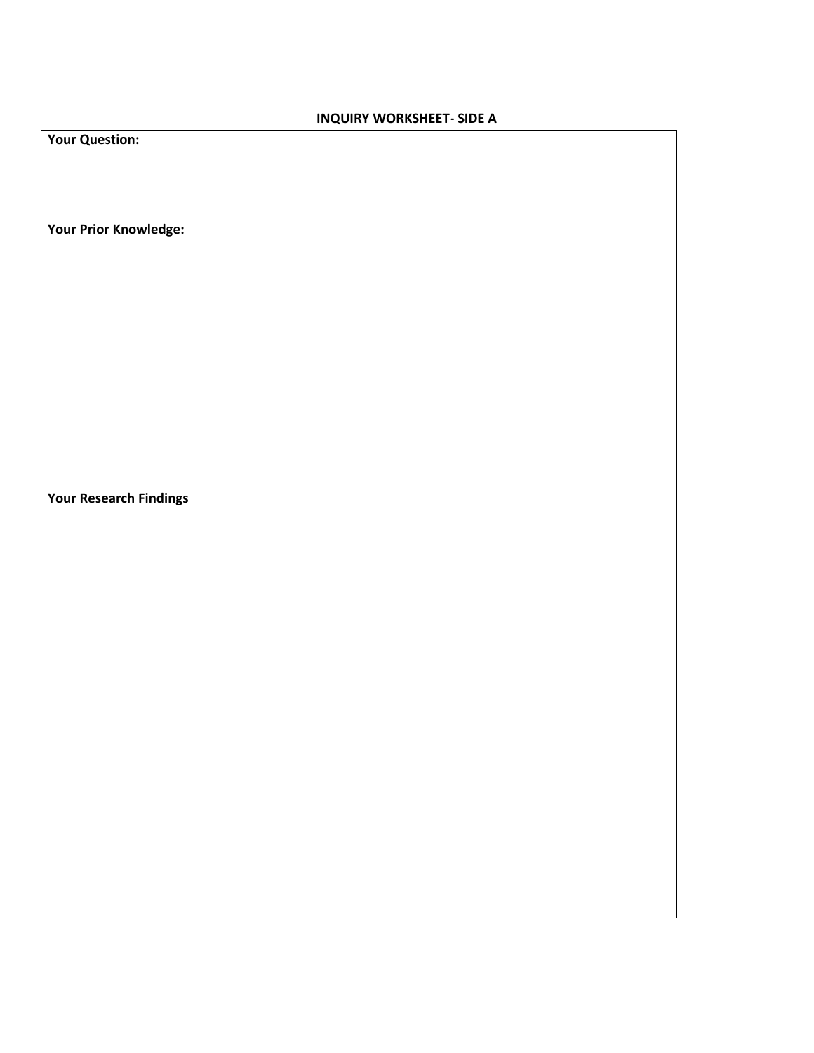**INQUIRY WORKSHEET- SIDE A**

| **Your Question:** |
| --- |
| **Your Prior Knowledge:** |
| **Your Research Findings** |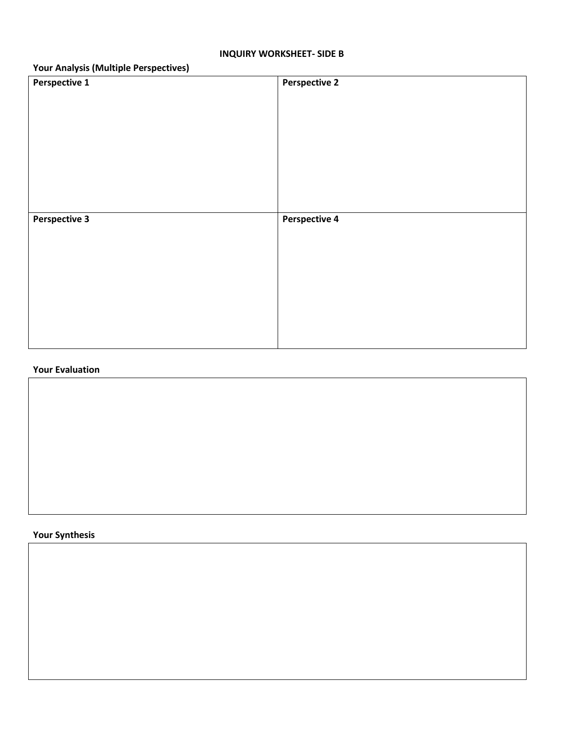**INQUIRY WORKSHEET- SIDE B**

**Your Analysis (Multiple Perspectives)**

| | |
|---|---|
| **Perspective 1** | **Perspective 2** |
| **Perspective 3** | **Perspective 4** |

**Your Evaluation**

**Your Synthesis**